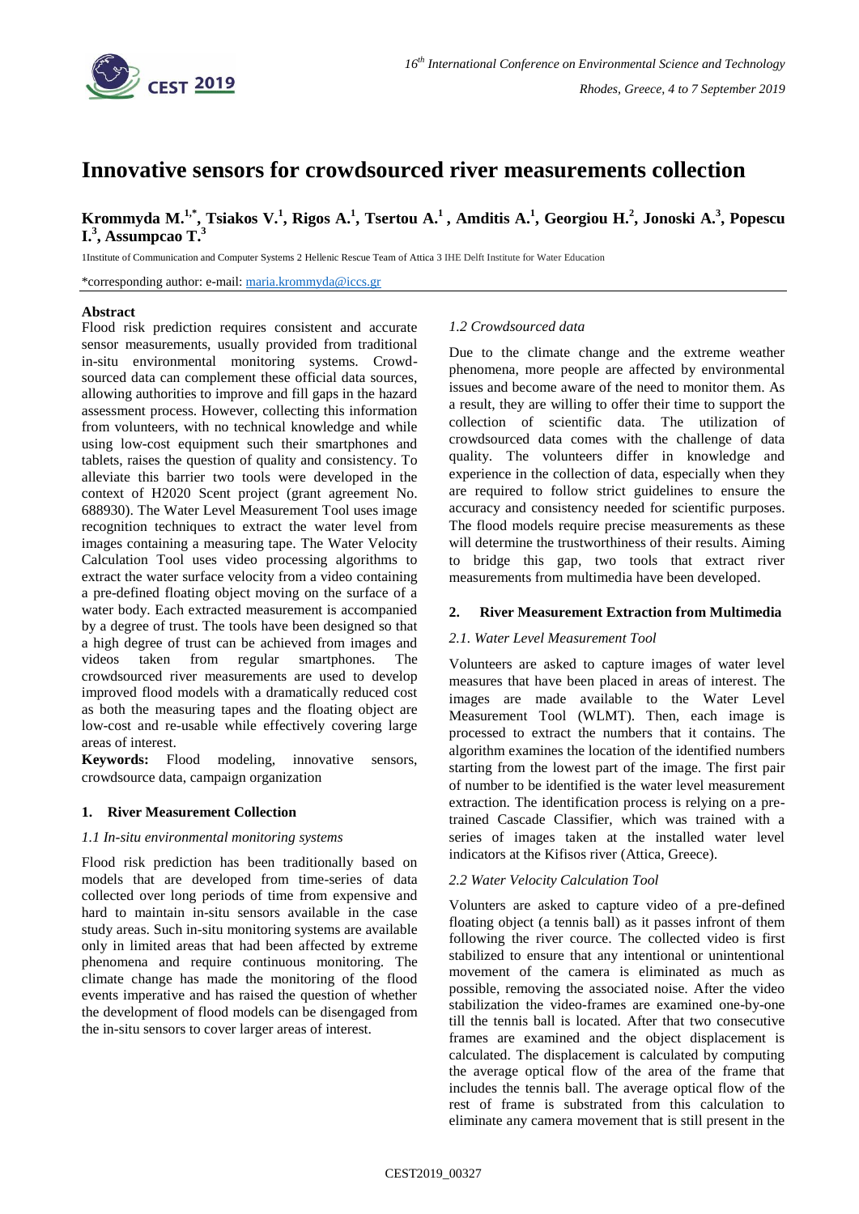# Innovative sensors for crowdsourced river measurements collection

**Krommyda M.[1,*], Tsiakos V.[1], Rigos A.[1], Tsertou A.[1] , Amditis A.[1], Georgiou H.[2], Jonoski A.[3], Popescu I.[3], Assumpcao T.[3]**

1Institute of Communication and Computer Systems 2 Hellenic Rescue Team of Attica 3 IHE Delft Institute for Water Education

*corresponding author: e-mail: maria.krommyda@iccs.gr

**Abstract**

Flood risk prediction requires consistent and accurate sensor measurements, usually provided from traditional in-situ environmental monitoring systems. Crowd-sourced data can complement these official data sources, allowing authorities to improve and fill gaps in the hazard assessment process. However, collecting this information from volunteers, with no technical knowledge and while using low-cost equipment such their smartphones and tablets, raises the question of quality and consistency. To alleviate this barrier two tools were developed in the context of H2020 Scent project (grant agreement No. 688930). The Water Level Measurement Tool uses image recognition techniques to extract the water level from images containing a measuring tape. The Water Velocity Calculation Tool uses video processing algorithms to extract the water surface velocity from a video containing a pre-defined floating object moving on the surface of a water body. Each extracted measurement is accompanied by a degree of trust. The tools have been designed so that a high degree of trust can be achieved from images and videos taken from regular smartphones. The crowdsourced river measurements are used to develop improved flood models with a dramatically reduced cost as both the measuring tapes and the floating object are low-cost and re-usable while effectively covering large areas of interest.

**Keywords:** Flood modeling, innovative sensors, crowdsource data, campaign organization

## 1. River Measurement Collection

### *1.1 In-situ environmental monitoring systems*

Flood risk prediction has been traditionally based on models that are developed from time-series of data collected over long periods of time from expensive and hard to maintain in-situ sensors available in the case study areas. Such in-situ monitoring systems are available only in limited areas that had been affected by extreme phenomena and require continuous monitoring. The climate change has made the monitoring of the flood events imperative and has raised the question of whether the development of flood models can be disengaged from the in-situ sensors to cover larger areas of interest.

### *1.2 Crowdsourced data*

Due to the climate change and the extreme weather phenomena, more people are affected by environmental issues and become aware of the need to monitor them. As a result, they are willing to offer their time to support the collection of scientific data. The utilization of crowdsourced data comes with the challenge of data quality. The volunteers differ in knowledge and experience in the collection of data, especially when they are required to follow strict guidelines to ensure the accuracy and consistency needed for scientific purposes. The flood models require precise measurements as these will determine the trustworthiness of their results. Aiming to bridge this gap, two tools that extract river measurements from multimedia have been developed.

## 2. River Measurement Extraction from Multimedia

### *2.1. Water Level Measurement Tool*

Volunteers are asked to capture images of water level measures that have been placed in areas of interest. The images are made available to the Water Level Measurement Tool (WLMT). Then, each image is processed to extract the numbers that it contains. The algorithm examines the location of the identified numbers starting from the lowest part of the image. The first pair of number to be identified is the water level measurement extraction. The identification process is relying on a pre-trained Cascade Classifier, which was trained with a series of images taken at the installed water level indicators at the Kifisos river (Attica, Greece).

### *2.2 Water Velocity Calculation Tool*

Volunters are asked to capture video of a pre-defined floating object (a tennis ball) as it passes infront of them following the river cource. The collected video is first stabilized to ensure that any intentional or unintentional movement of the camera is eliminated as much as possible, removing the associated noise. After the video stabilization the video-frames are examined one-by-one till the tennis ball is located. After that two consecutive frames are examined and the object displacement is calculated. The displacement is calculated by computing the average optical flow of the area of the frame that includes the tennis ball. The average optical flow of the rest of frame is substrated from this calculation to eliminate any camera movement that is still present in the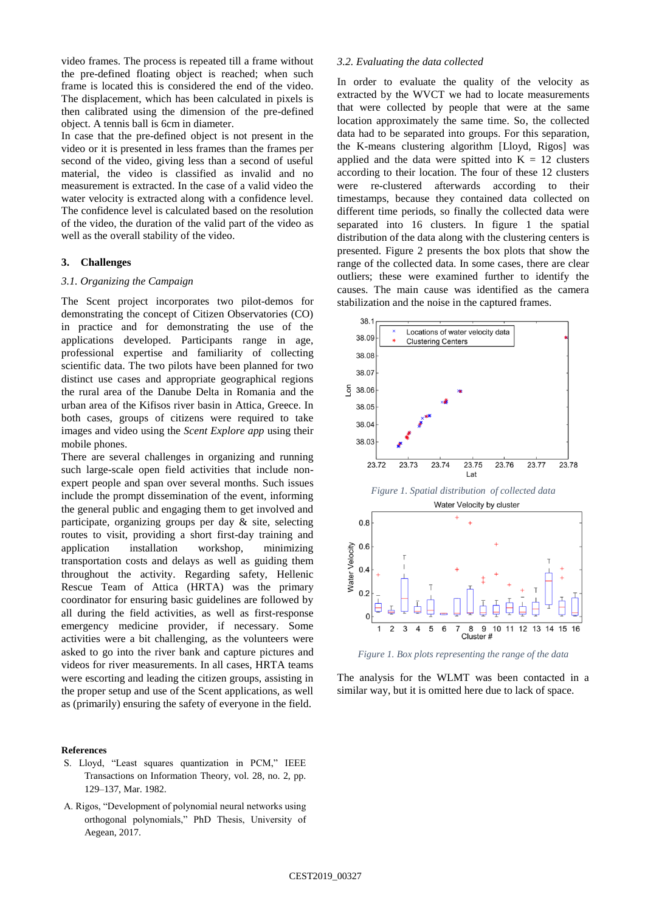video frames. The process is repeated till a frame without the pre-defined floating object is reached; when such frame is located this is considered the end of the video. The displacement, which has been calculated in pixels is then calibrated using the dimension of the pre-defined object. A tennis ball is 6cm in diameter.

In case that the pre-defined object is not present in the video or it is presented in less frames than the frames per second of the video, giving less than a second of useful material, the video is classified as invalid and no measurement is extracted. In the case of a valid video the water velocity is extracted along with a confidence level. The confidence level is calculated based on the resolution of the video, the duration of the valid part of the video as well as the overall stability of the video.

## 3. Challenges

### *3.1. Organizing the Campaign*

The Scent project incorporates two pilot-demos for demonstrating the concept of Citizen Observatories (CO) in practice and for demonstrating the use of the applications developed. Participants range in age, professional expertise and familiarity of collecting scientific data. The two pilots have been planned for two distinct use cases and appropriate geographical regions the rural area of the Danube Delta in Romania and the urban area of the Kifisos river basin in Attica, Greece. In both cases, groups of citizens were required to take images and video using the *Scent Explore app* using their mobile phones.

There are several challenges in organizing and running such large-scale open field activities that include non-expert people and span over several months. Such issues include the prompt dissemination of the event, informing the general public and engaging them to get involved and participate, organizing groups per day & site, selecting routes to visit, providing a short first-day training and application installation workshop, minimizing transportation costs and delays as well as guiding them throughout the activity. Regarding safety, Hellenic Rescue Team of Attica (HRTA) was the primary coordinator for ensuring basic guidelines are followed by all during the field activities, as well as first-response emergency medicine provider, if necessary. Some activities were a bit challenging, as the volunteers were asked to go into the river bank and capture pictures and videos for river measurements. In all cases, HRTA teams were escorting and leading the citizen groups, assisting in the proper setup and use of the Scent applications, as well as (primarily) ensuring the safety of everyone in the field.

### *3.2. Evaluating the data collected*

In order to evaluate the quality of the velocity as extracted by the WVCT we had to locate measurements that were collected by people that were at the same location approximately the same time. So, the collected data had to be separated into groups. For this separation, the K-means clustering algorithm [Lloyd, Rigos] was applied and the data were spitted into K = 12 clusters according to their location. The four of these 12 clusters were re-clustered afterwards according to their timestamps, because they contained data collected on different time periods, so finally the collected data were separated into 16 clusters. In figure 1 the spatial distribution of the data along with the clustering centers is presented. Figure 2 presents the box plots that show the range of the collected data. In some cases, there are clear outliers; these were examined further to identify the causes. The main cause was identified as the camera stabilization and the noise in the captured frames.

Locations of water velocity data
Clustering Centers
Lon
38.1
38.09
38.08
38.07
38.06
38.05
38.04
38.03
Lat
23.72 23.73 23.74 23.75 23.76 23.77 23.78

*Figure 1. Spatial distribution of collected data*

Water Velocity by cluster
Water Velocity
0.8
0.6
0.4
0.2
0
Cluster #
1 2 3 4 5 6 7 8 9 10 11 12 13 14 15 16

*Figure 1. Box plots representing the range of the data*

The analysis for the WLMT was been contacted in a similar way, but it is omitted here due to lack of space.

**References**

S. Lloyd, "Least squares quantization in PCM," IEEE Transactions on Information Theory, vol. 28, no. 2, pp. 129–137, Mar. 1982.

A. Rigos, "Development of polynomial neural networks using orthogonal polynomials," PhD Thesis, University of Aegean, 2017.